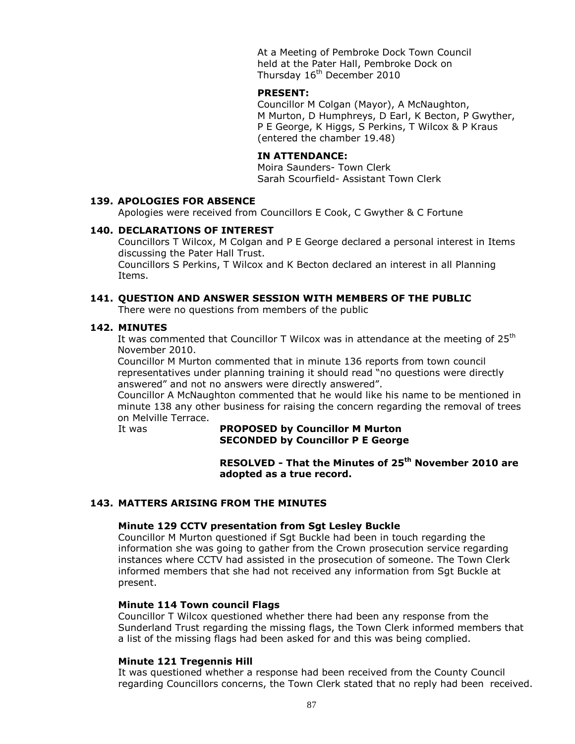At a Meeting of Pembroke Dock Town Council held at the Pater Hall, Pembroke Dock on Thursday 16th December 2010

**PRESENT:**
Councillor M Colgan (Mayor), A McNaughton, M Murton, D Humphreys, D Earl, K Becton, P Gwyther, P E George, K Higgs, S Perkins, T Wilcox & P Kraus (entered the chamber 19.48)

**IN ATTENDANCE:**
Moira Saunders- Town Clerk
Sarah Scourfield- Assistant Town Clerk

## 139. APOLOGIES FOR ABSENCE

Apologies were received from Councillors E Cook, C Gwyther & C Fortune

## 140. DECLARATIONS OF INTEREST

Councillors T Wilcox, M Colgan and P E George declared a personal interest in Items discussing the Pater Hall Trust.
Councillors S Perkins, T Wilcox and K Becton declared an interest in all Planning Items.

## 141. QUESTION AND ANSWER SESSION WITH MEMBERS OF THE PUBLIC

There were no questions from members of the public

## 142. MINUTES

It was commented that Councillor T Wilcox was in attendance at the meeting of 25th November 2010.
Councillor M Murton commented that in minute 136 reports from town council representatives under planning training it should read "no questions were directly answered" and not no answers were directly answered".
Councillor A McNaughton commented that he would like his name to be mentioned in minute 138 any other business for raising the concern regarding the removal of trees on Melville Terrace.

It was **PROPOSED by Councillor M Murton**
**SECONDED by Councillor P E George**

**RESOLVED - That the Minutes of 25th November 2010 are adopted as a true record.**

## 143. MATTERS ARISING FROM THE MINUTES

**Minute 129 CCTV presentation from Sgt Lesley Buckle**
Councillor M Murton questioned if Sgt Buckle had been in touch regarding the information she was going to gather from the Crown prosecution service regarding instances where CCTV had assisted in the prosecution of someone. The Town Clerk informed members that she had not received any information from Sgt Buckle at present.

**Minute 114 Town council Flags**
Councillor T Wilcox questioned whether there had been any response from the Sunderland Trust regarding the missing flags, the Town Clerk informed members that a list of the missing flags had been asked for and this was being complied.

**Minute 121 Tregennis Hill**
It was questioned whether a response had been received from the County Council regarding Councillors concerns, the Town Clerk stated that no reply had been received.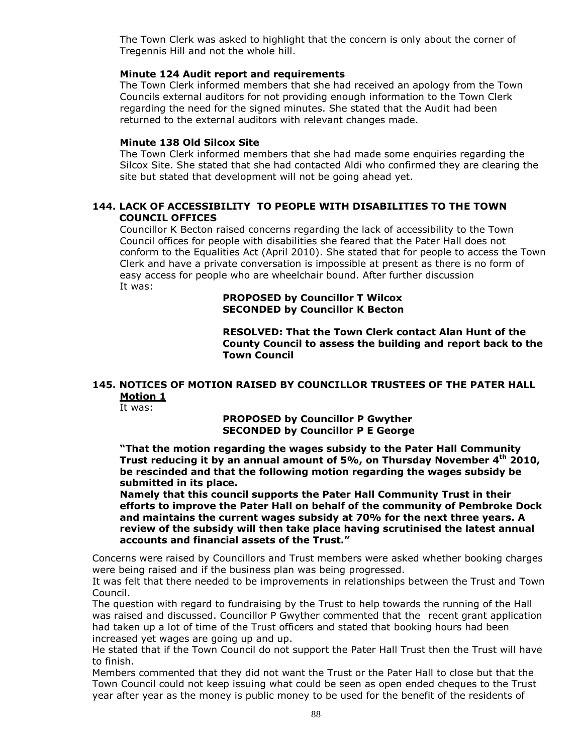The Town Clerk was asked to highlight that the concern is only about the corner of Tregennis Hill and not the whole hill.

**Minute 124 Audit report and requirements**
The Town Clerk informed members that she had received an apology from the Town Councils external auditors for not providing enough information to the Town Clerk regarding the need for the signed minutes. She stated that the Audit had been returned to the external auditors with relevant changes made.

**Minute 138 Old Silcox Site**
The Town Clerk informed members that she had made some enquiries regarding the Silcox Site. She stated that she had contacted Aldi who confirmed they are clearing the site but stated that development will not be going ahead yet.

## 144. LACK OF ACCESSIBILITY TO PEOPLE WITH DISABILITIES TO THE TOWN COUNCIL OFFICES

Councillor K Becton raised concerns regarding the lack of accessibility to the Town Council offices for people with disabilities she feared that the Pater Hall does not conform to the Equalities Act (April 2010). She stated that for people to access the Town Clerk and have a private conversation is impossible at present as there is no form of easy access for people who are wheelchair bound. After further discussion
It was:

**PROPOSED by Councillor T Wilcox**
**SECONDED by Councillor K Becton**

**RESOLVED: That the Town Clerk contact Alan Hunt of the County Council to assess the building and report back to the Town Council**

## 145. NOTICES OF MOTION RAISED BY COUNCILLOR TRUSTEES OF THE PATER HALL

**Motion 1**

It was:

**PROPOSED by Councillor P Gwyther**
**SECONDED by Councillor P E George**

**"That the motion regarding the wages subsidy to the Pater Hall Community Trust reducing it by an annual amount of 5%, on Thursday November 4th 2010, be rescinded and that the following motion regarding the wages subsidy be submitted in its place.**
**Namely that this council supports the Pater Hall Community Trust in their efforts to improve the Pater Hall on behalf of the community of Pembroke Dock and maintains the current wages subsidy at 70% for the next three years. A review of the subsidy will then take place having scrutinised the latest annual accounts and financial assets of the Trust."**

Concerns were raised by Councillors and Trust members were asked whether booking charges were being raised and if the business plan was being progressed.
It was felt that there needed to be improvements in relationships between the Trust and Town Council.
The question with regard to fundraising by the Trust to help towards the running of the Hall was raised and discussed. Councillor P Gwyther commented that the recent grant application had taken up a lot of time of the Trust officers and stated that booking hours had been increased yet wages are going up and up.
He stated that if the Town Council do not support the Pater Hall Trust then the Trust will have to finish.
Members commented that they did not want the Trust or the Pater Hall to close but that the Town Council could not keep issuing what could be seen as open ended cheques to the Trust year after year as the money is public money to be used for the benefit of the residents of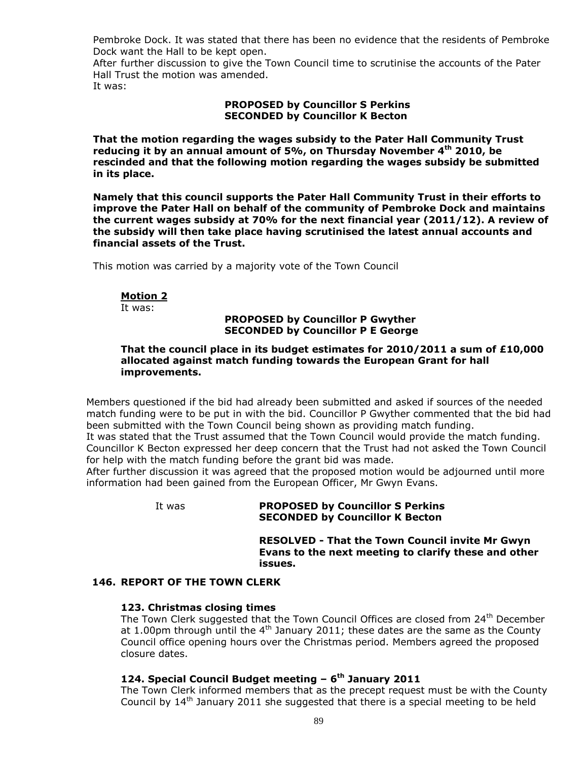Pembroke Dock. It was stated that there has been no evidence that the residents of Pembroke Dock want the Hall to be kept open.
After further discussion to give the Town Council time to scrutinise the accounts of the Pater Hall Trust the motion was amended.
It was:

**PROPOSED by Councillor S Perkins**
**SECONDED by Councillor K Becton**

**That the motion regarding the wages subsidy to the Pater Hall Community Trust reducing it by an annual amount of 5%, on Thursday November 4th 2010, be rescinded and that the following motion regarding the wages subsidy be submitted in its place.**

**Namely that this council supports the Pater Hall Community Trust in their efforts to improve the Pater Hall on behalf of the community of Pembroke Dock and maintains the current wages subsidy at 70% for the next financial year (2011/12). A review of the subsidy will then take place having scrutinised the latest annual accounts and financial assets of the Trust.**

This motion was carried by a majority vote of the Town Council

**Motion 2**

It was:

**PROPOSED by Councillor P Gwyther**
**SECONDED by Councillor P E George**

**That the council place in its budget estimates for 2010/2011 a sum of £10,000 allocated against match funding towards the European Grant for hall improvements.**

Members questioned if the bid had already been submitted and asked if sources of the needed match funding were to be put in with the bid. Councillor P Gwyther commented that the bid had been submitted with the Town Council being shown as providing match funding.
It was stated that the Trust assumed that the Town Council would provide the match funding.
Councillor K Becton expressed her deep concern that the Trust had not asked the Town Council for help with the match funding before the grant bid was made.
After further discussion it was agreed that the proposed motion would be adjourned until more information had been gained from the European Officer, Mr Gwyn Evans.

It was **PROPOSED by Councillor S Perkins**
**SECONDED by Councillor K Becton**

**RESOLVED - That the Town Council invite Mr Gwyn Evans to the next meeting to clarify these and other issues.**

## 146. REPORT OF THE TOWN CLERK

### 123. Christmas closing times

The Town Clerk suggested that the Town Council Offices are closed from 24th December at 1.00pm through until the 4th January 2011; these dates are the same as the County Council office opening hours over the Christmas period. Members agreed the proposed closure dates.

### 124. Special Council Budget meeting – 6th January 2011

The Town Clerk informed members that as the precept request must be with the County Council by 14th January 2011 she suggested that there is a special meeting to be held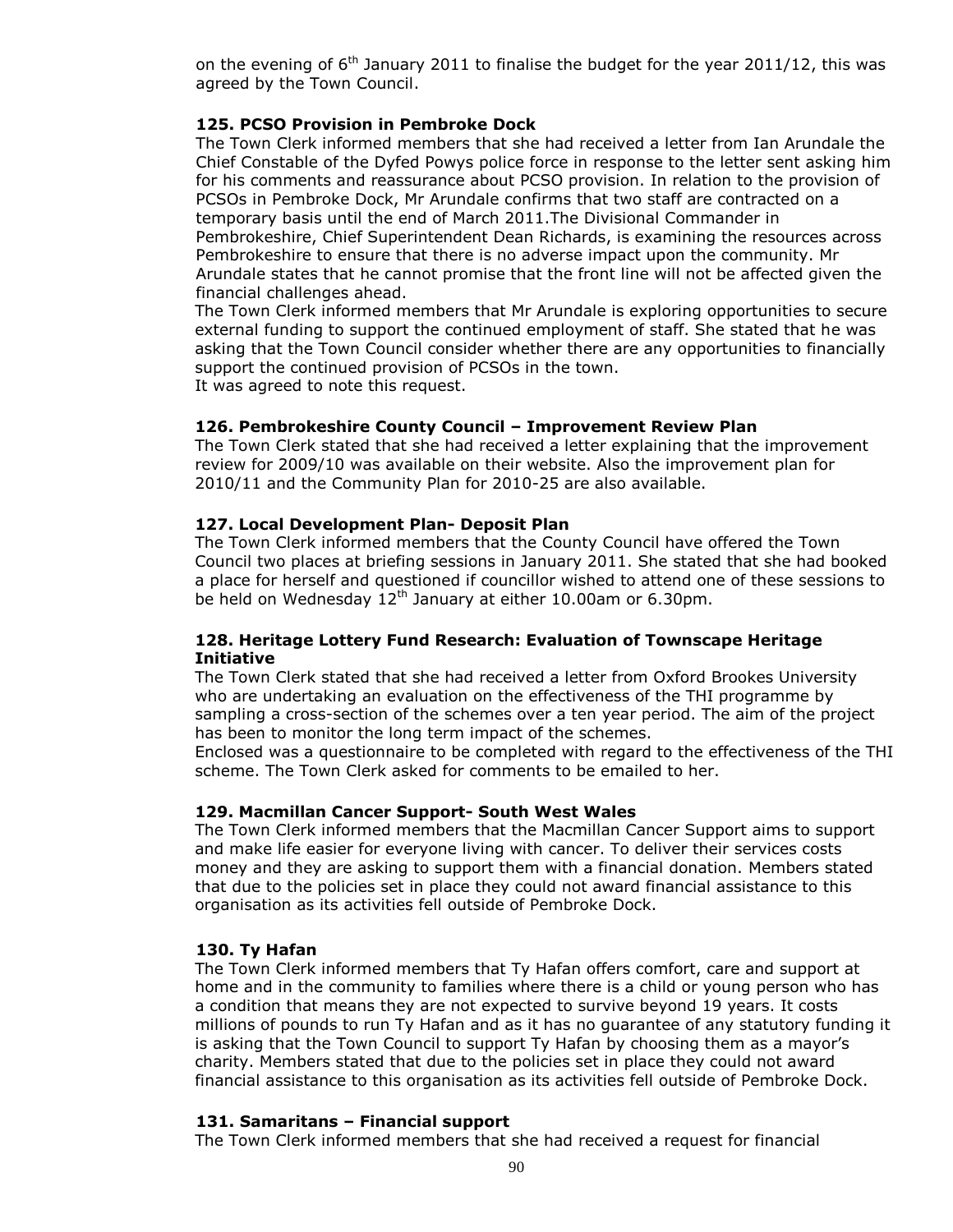on the evening of 6th January 2011 to finalise the budget for the year 2011/12, this was agreed by the Town Council.

**125. PCSO Provision in Pembroke Dock**

The Town Clerk informed members that she had received a letter from Ian Arundale the Chief Constable of the Dyfed Powys police force in response to the letter sent asking him for his comments and reassurance about PCSO provision. In relation to the provision of PCSOs in Pembroke Dock, Mr Arundale confirms that two staff are contracted on a temporary basis until the end of March 2011.The Divisional Commander in Pembrokeshire, Chief Superintendent Dean Richards, is examining the resources across Pembrokeshire to ensure that there is no adverse impact upon the community. Mr Arundale states that he cannot promise that the front line will not be affected given the financial challenges ahead.

The Town Clerk informed members that Mr Arundale is exploring opportunities to secure external funding to support the continued employment of staff. She stated that he was asking that the Town Council consider whether there are any opportunities to financially support the continued provision of PCSOs in the town.

It was agreed to note this request.

**126. Pembrokeshire County Council – Improvement Review Plan**

The Town Clerk stated that she had received a letter explaining that the improvement review for 2009/10 was available on their website. Also the improvement plan for 2010/11 and the Community Plan for 2010-25 are also available.

**127. Local Development Plan- Deposit Plan**

The Town Clerk informed members that the County Council have offered the Town Council two places at briefing sessions in January 2011. She stated that she had booked a place for herself and questioned if councillor wished to attend one of these sessions to be held on Wednesday 12th January at either 10.00am or 6.30pm.

**128. Heritage Lottery Fund Research: Evaluation of Townscape Heritage Initiative**

The Town Clerk stated that she had received a letter from Oxford Brookes University who are undertaking an evaluation on the effectiveness of the THI programme by sampling a cross-section of the schemes over a ten year period. The aim of the project has been to monitor the long term impact of the schemes.

Enclosed was a questionnaire to be completed with regard to the effectiveness of the THI scheme. The Town Clerk asked for comments to be emailed to her.

**129. Macmillan Cancer Support- South West Wales**

The Town Clerk informed members that the Macmillan Cancer Support aims to support and make life easier for everyone living with cancer. To deliver their services costs money and they are asking to support them with a financial donation. Members stated that due to the policies set in place they could not award financial assistance to this organisation as its activities fell outside of Pembroke Dock.

**130. Ty Hafan**

The Town Clerk informed members that Ty Hafan offers comfort, care and support at home and in the community to families where there is a child or young person who has a condition that means they are not expected to survive beyond 19 years. It costs millions of pounds to run Ty Hafan and as it has no guarantee of any statutory funding it is asking that the Town Council to support Ty Hafan by choosing them as a mayor's charity. Members stated that due to the policies set in place they could not award financial assistance to this organisation as its activities fell outside of Pembroke Dock.

**131. Samaritans – Financial support**

The Town Clerk informed members that she had received a request for financial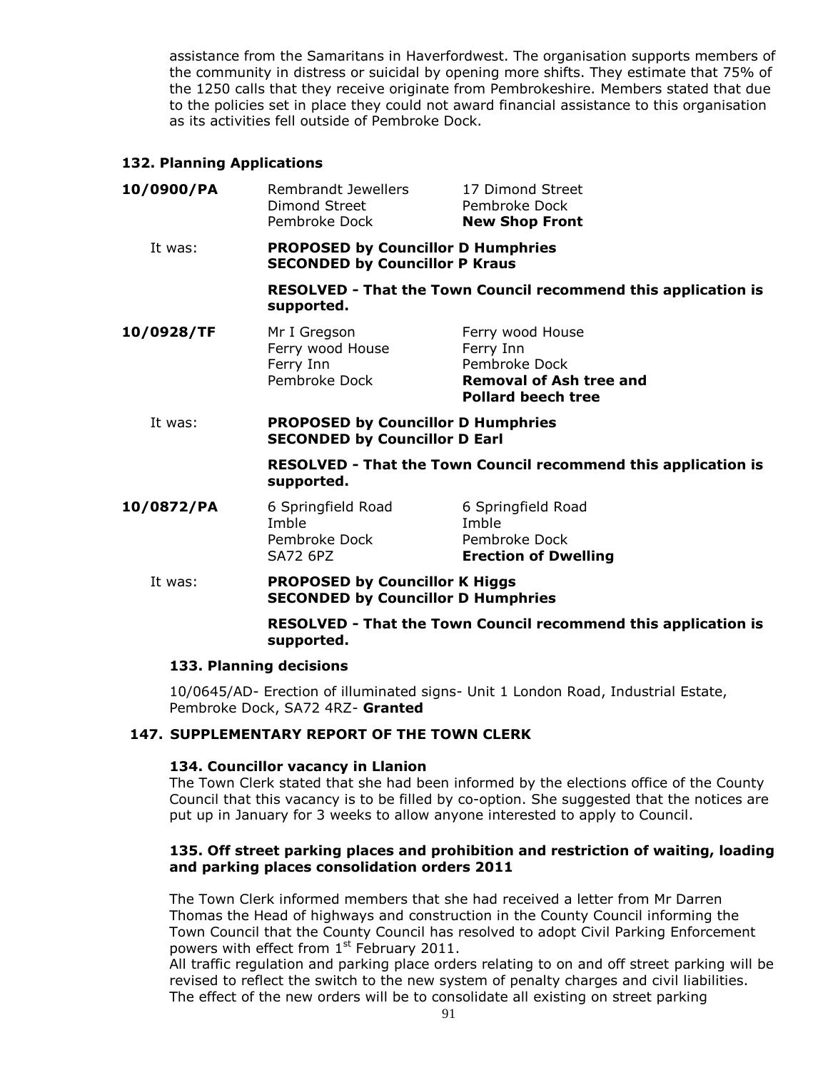assistance from the Samaritans in Haverfordwest. The organisation supports members of the community in distress or suicidal by opening more shifts. They estimate that 75% of the 1250 calls that they receive originate from Pembrokeshire. Members stated that due to the policies set in place they could not award financial assistance to this organisation as its activities fell outside of Pembroke Dock.

### 132. Planning Applications

**10/0900/PA**
Rembrandt Jewellers, Dimond Street, Pembroke Dock
17 Dimond Street, Pembroke Dock
**New Shop Front**

It was: **PROPOSED by Councillor D Humphries**
**SECONDED by Councillor P Kraus**

**RESOLVED - That the Town Council recommend this application is supported.**

**10/0928/TF**
Mr I Gregson, Ferry wood House, Ferry Inn, Pembroke Dock
Ferry wood House, Ferry Inn, Pembroke Dock
**Removal of Ash tree and Pollard beech tree**

It was: **PROPOSED by Councillor D Humphries**
**SECONDED by Councillor D Earl**

**RESOLVED - That the Town Council recommend this application is supported.**

**10/0872/PA**
6 Springfield Road, Imble, Pembroke Dock, SA72 6PZ
6 Springfield Road, Imble, Pembroke Dock
**Erection of Dwelling**

It was: **PROPOSED by Councillor K Higgs**
**SECONDED by Councillor D Humphries**

**RESOLVED - That the Town Council recommend this application is supported.**

### 133. Planning decisions

10/0645/AD- Erection of illuminated signs- Unit 1 London Road, Industrial Estate, Pembroke Dock, SA72 4RZ- **Granted**

## 147. SUPPLEMENTARY REPORT OF THE TOWN CLERK

### 134. Councillor vacancy in Llanion

The Town Clerk stated that she had been informed by the elections office of the County Council that this vacancy is to be filled by co-option. She suggested that the notices are put up in January for 3 weeks to allow anyone interested to apply to Council.

### 135. Off street parking places and prohibition and restriction of waiting, loading and parking places consolidation orders 2011

The Town Clerk informed members that she had received a letter from Mr Darren Thomas the Head of highways and construction in the County Council informing the Town Council that the County Council has resolved to adopt Civil Parking Enforcement powers with effect from 1st February 2011.

All traffic regulation and parking place orders relating to on and off street parking will be revised to reflect the switch to the new system of penalty charges and civil liabilities. The effect of the new orders will be to consolidate all existing on street parking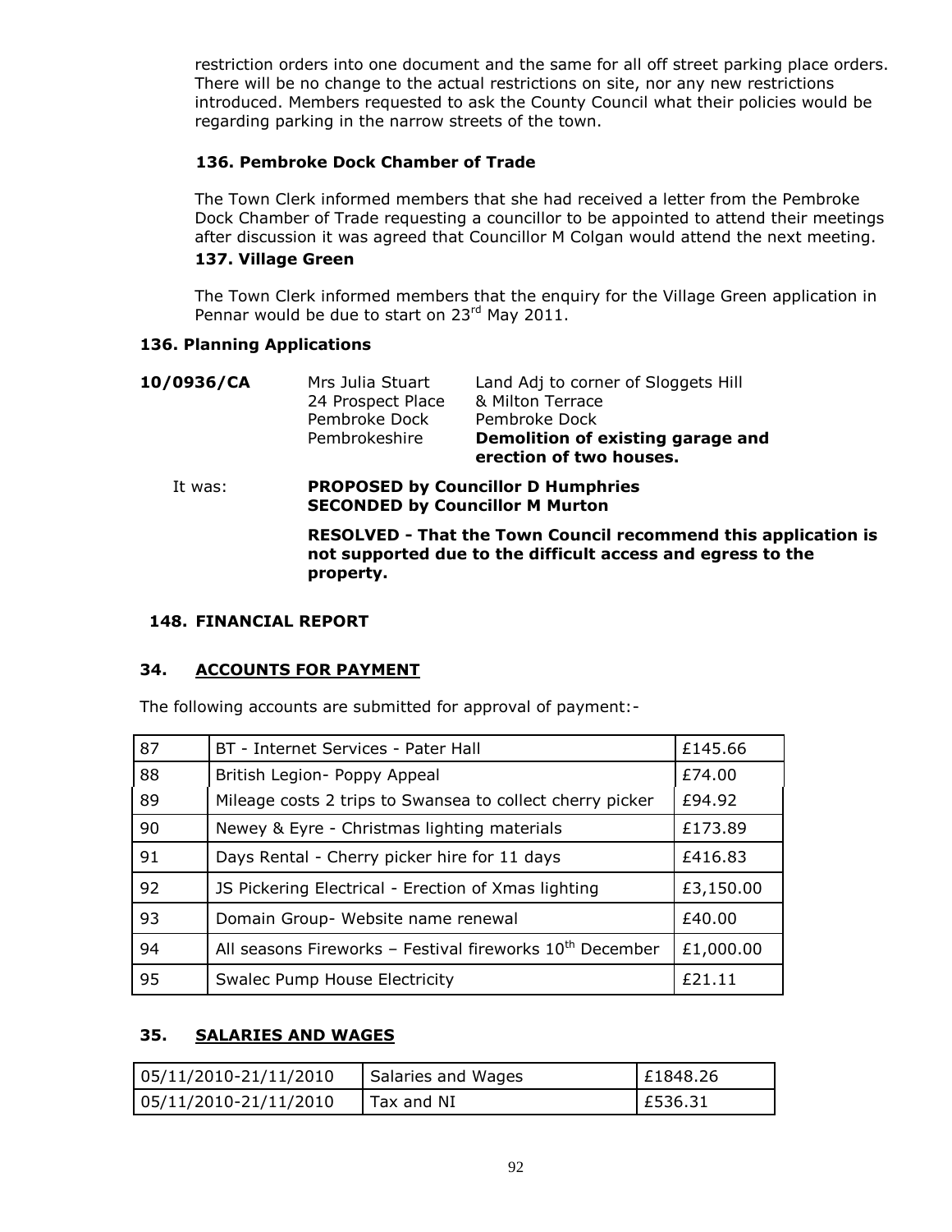restriction orders into one document and the same for all off street parking place orders. There will be no change to the actual restrictions on site, nor any new restrictions introduced. Members requested to ask the County Council what their policies would be regarding parking in the narrow streets of the town.

### 136. Pembroke Dock Chamber of Trade

The Town Clerk informed members that she had received a letter from the Pembroke Dock Chamber of Trade requesting a councillor to be appointed to attend their meetings after discussion it was agreed that Councillor M Colgan would attend the next meeting.

### 137. Village Green

The Town Clerk informed members that the enquiry for the Village Green application in Pennar would be due to start on 23rd May 2011.

### 136. Planning Applications

| | | |
|---|---|---|
| **10/0936/CA** | Mrs Julia Stuart<br>24 Prospect Place<br>Pembroke Dock<br>Pembrokeshire | Land Adj to corner of Sloggets Hill<br>& Milton Terrace<br>Pembroke Dock<br>**Demolition of existing garage and erection of two houses.** |

It was: **PROPOSED by Councillor D Humphries**
**SECONDED by Councillor M Murton**

**RESOLVED - That the Town Council recommend this application is not supported due to the difficult access and egress to the property.**

### 148. FINANCIAL REPORT

### 34. ACCOUNTS FOR PAYMENT

The following accounts are submitted for approval of payment:-

| | | |
|---|---|---|
| 87 | BT - Internet Services - Pater Hall | £145.66 |
| 88 | British Legion- Poppy Appeal | £74.00 |
| 89 | Mileage costs 2 trips to Swansea to collect cherry picker | £94.92 |
| 90 | Newey & Eyre - Christmas lighting materials | £173.89 |
| 91 | Days Rental - Cherry picker hire for 11 days | £416.83 |
| 92 | JS Pickering Electrical - Erection of Xmas lighting | £3,150.00 |
| 93 | Domain Group- Website name renewal | £40.00 |
| 94 | All seasons Fireworks – Festival fireworks 10th December | £1,000.00 |
| 95 | Swalec Pump House Electricity | £21.11 |

### 35. SALARIES AND WAGES

| | | |
|---|---|---|
| 05/11/2010-21/11/2010 | Salaries and Wages | £1848.26 |
| 05/11/2010-21/11/2010 | Tax and NI | £536.31 |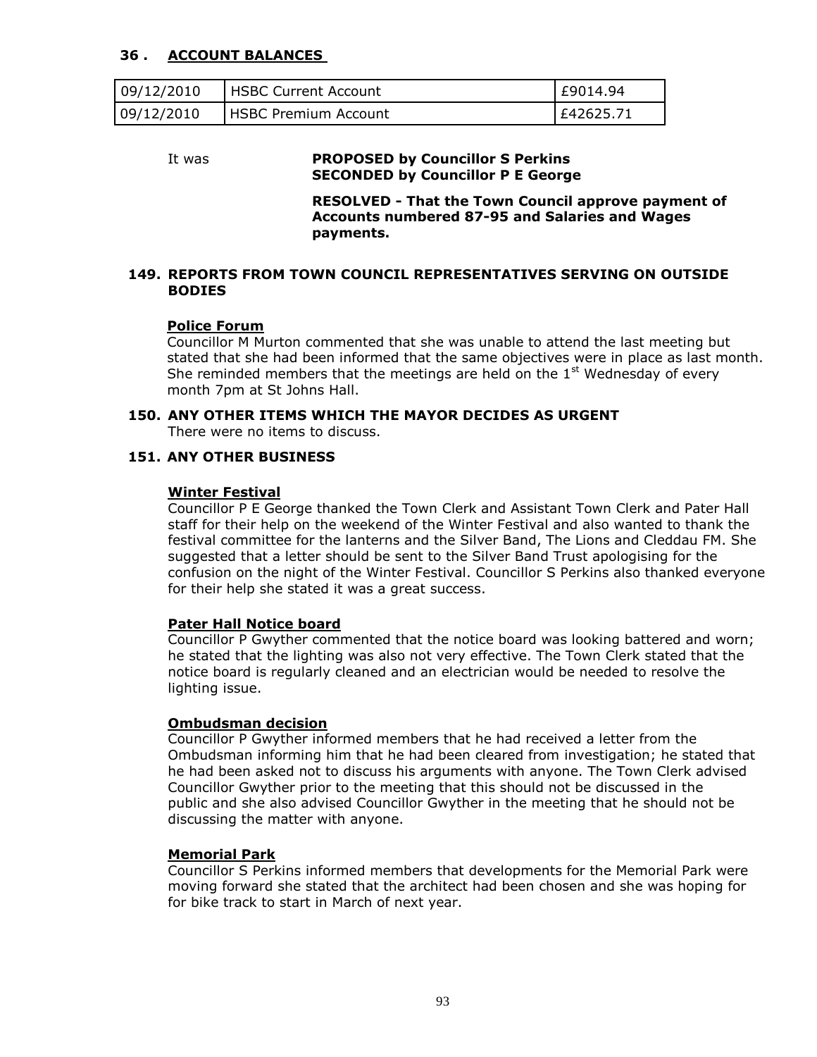## 36 . ACCOUNT BALANCES

| | | |
|---|---|---|
| 09/12/2010 | HSBC Current Account | £9014.94 |
| 09/12/2010 | HSBC Premium Account | £42625.71 |

It was **PROPOSED by Councillor S Perkins**
**SECONDED by Councillor P E George**

**RESOLVED - That the Town Council approve payment of Accounts numbered 87-95 and Salaries and Wages payments.**

## 149. REPORTS FROM TOWN COUNCIL REPRESENTATIVES SERVING ON OUTSIDE BODIES

**Police Forum**

Councillor M Murton commented that she was unable to attend the last meeting but stated that she had been informed that the same objectives were in place as last month. She reminded members that the meetings are held on the 1st Wednesday of every month 7pm at St Johns Hall.

## 150. ANY OTHER ITEMS WHICH THE MAYOR DECIDES AS URGENT

There were no items to discuss.

## 151. ANY OTHER BUSINESS

**Winter Festival**

Councillor P E George thanked the Town Clerk and Assistant Town Clerk and Pater Hall staff for their help on the weekend of the Winter Festival and also wanted to thank the festival committee for the lanterns and the Silver Band, The Lions and Cleddau FM. She suggested that a letter should be sent to the Silver Band Trust apologising for the confusion on the night of the Winter Festival. Councillor S Perkins also thanked everyone for their help she stated it was a great success.

**Pater Hall Notice board**

Councillor P Gwyther commented that the notice board was looking battered and worn; he stated that the lighting was also not very effective. The Town Clerk stated that the notice board is regularly cleaned and an electrician would be needed to resolve the lighting issue.

**Ombudsman decision**

Councillor P Gwyther informed members that he had received a letter from the Ombudsman informing him that he had been cleared from investigation; he stated that he had been asked not to discuss his arguments with anyone. The Town Clerk advised Councillor Gwyther prior to the meeting that this should not be discussed in the public and she also advised Councillor Gwyther in the meeting that he should not be discussing the matter with anyone.

**Memorial Park**

Councillor S Perkins informed members that developments for the Memorial Park were moving forward she stated that the architect had been chosen and she was hoping for for bike track to start in March of next year.